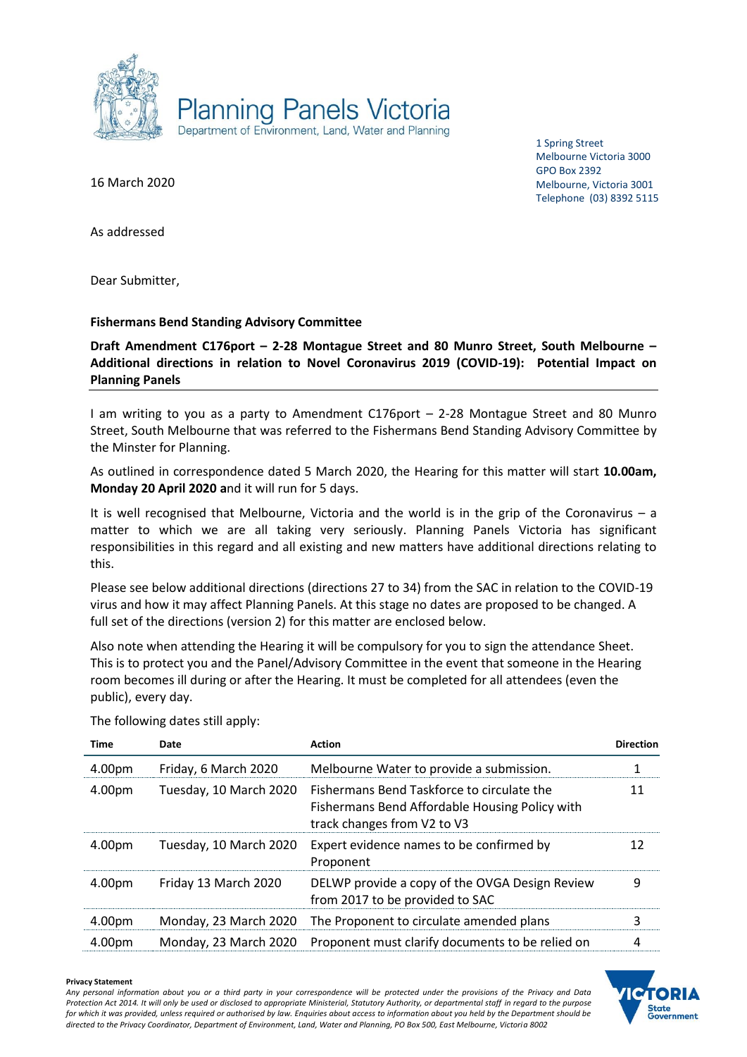Planning Panels Victoria
Department of Environment, Land, Water and Planning

1 Spring Street
Melbourne Victoria 3000
GPO Box 2392
Melbourne, Victoria 3001
Telephone (03) 8392 5115

16 March 2020

As addressed

Dear Submitter,

**Fishermans Bend Standing Advisory Committee**

**Draft Amendment C176port – 2-28 Montague Street and 80 Munro Street, South Melbourne – Additional directions in relation to Novel Coronavirus 2019 (COVID-19): Potential Impact on Planning Panels**

I am writing to you as a party to Amendment C176port – 2-28 Montague Street and 80 Munro Street, South Melbourne that was referred to the Fishermans Bend Standing Advisory Committee by the Minister for Planning.

As outlined in correspondence dated 5 March 2020, the Hearing for this matter will start **10.00am, Monday 20 April 2020 a**nd it will run for 5 days.

It is well recognised that Melbourne, Victoria and the world is in the grip of the Coronavirus – a matter to which we are all taking very seriously. Planning Panels Victoria has significant responsibilities in this regard and all existing and new matters have additional directions relating to this.

Please see below additional directions (directions 27 to 34) from the SAC in relation to the COVID-19 virus and how it may affect Planning Panels. At this stage no dates are proposed to be changed. A full set of the directions (version 2) for this matter are enclosed below.

Also note when attending the Hearing it will be compulsory for you to sign the attendance Sheet. This is to protect you and the Panel/Advisory Committee in the event that someone in the Hearing room becomes ill during or after the Hearing. It must be completed for all attendees (even the public), every day.

The following dates still apply:

| Time | Date | Action | Direction |
|---|---|---|---|
| 4.00pm | Friday, 6 March 2020 | Melbourne Water to provide a submission. | 1 |
| 4.00pm | Tuesday, 10 March 2020 | Fishermans Bend Taskforce to circulate the Fishermans Bend Affordable Housing Policy with track changes from V2 to V3 | 11 |
| 4.00pm | Tuesday, 10 March 2020 | Expert evidence names to be confirmed by Proponent | 12 |
| 4.00pm | Friday 13 March 2020 | DELWP provide a copy of the OVGA Design Review from 2017 to be provided to SAC | 9 |
| 4.00pm | Monday, 23 March 2020 | The Proponent to circulate amended plans | 3 |
| 4.00pm | Monday, 23 March 2020 | Proponent must clarify documents to be relied on | 4 |

**Privacy Statement**
*Any personal information about you or a third party in your correspondence will be protected under the provisions of the Privacy and Data Protection Act 2014. It will only be used or disclosed to appropriate Ministerial, Statutory Authority, or departmental staff in regard to the purpose for which it was provided, unless required or authorised by law. Enquiries about access to information about you held by the Department should be directed to the Privacy Coordinator, Department of Environment, Land, Water and Planning, PO Box 500, East Melbourne, Victoria 8002*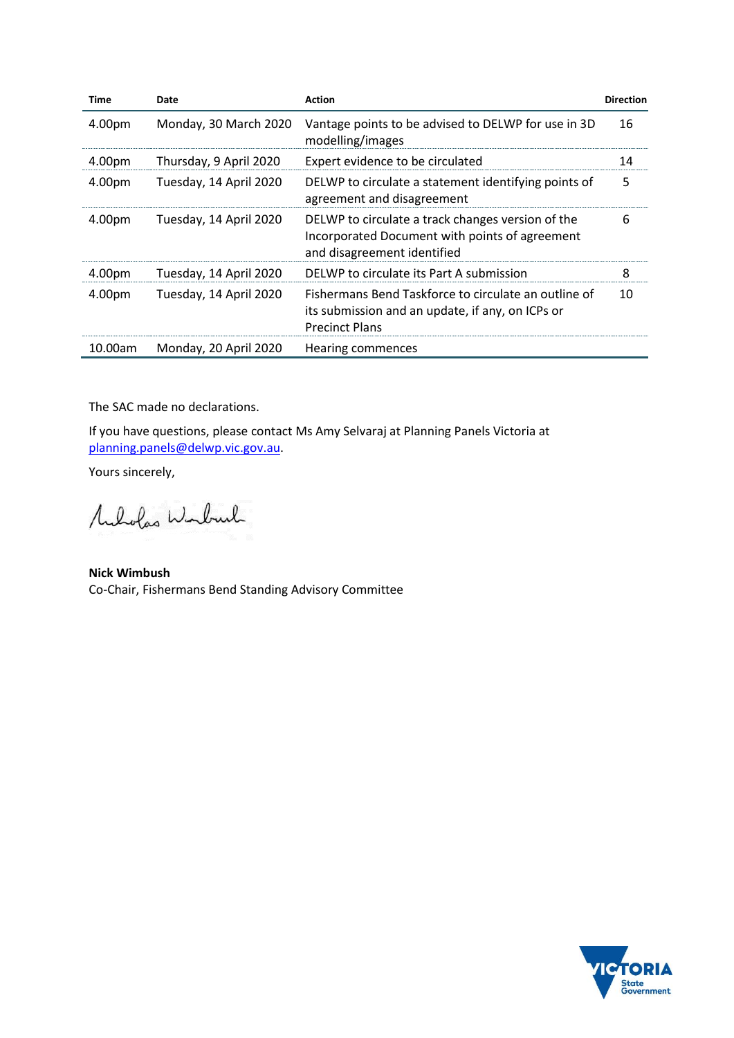| Time | Date | Action | Direction |
|---|---|---|---|
| 4.00pm | Monday, 30 March 2020 | Vantage points to be advised to DELWP for use in 3D modelling/images | 16 |
| 4.00pm | Thursday, 9 April 2020 | Expert evidence to be circulated | 14 |
| 4.00pm | Tuesday, 14 April 2020 | DELWP to circulate a statement identifying points of agreement and disagreement | 5 |
| 4.00pm | Tuesday, 14 April 2020 | DELWP to circulate a track changes version of the Incorporated Document with points of agreement and disagreement identified | 6 |
| 4.00pm | Tuesday, 14 April 2020 | DELWP to circulate its Part A submission | 8 |
| 4.00pm | Tuesday, 14 April 2020 | Fishermans Bend Taskforce to circulate an outline of its submission and an update, if any, on ICPs or Precinct Plans | 10 |
| 10.00am | Monday, 20 April 2020 | Hearing commences | |

The SAC made no declarations.

If you have questions, please contact Ms Amy Selvaraj at Planning Panels Victoria at planning.panels@delwp.vic.gov.au.

Yours sincerely,

**Nick Wimbush**
Co-Chair, Fishermans Bend Standing Advisory Committee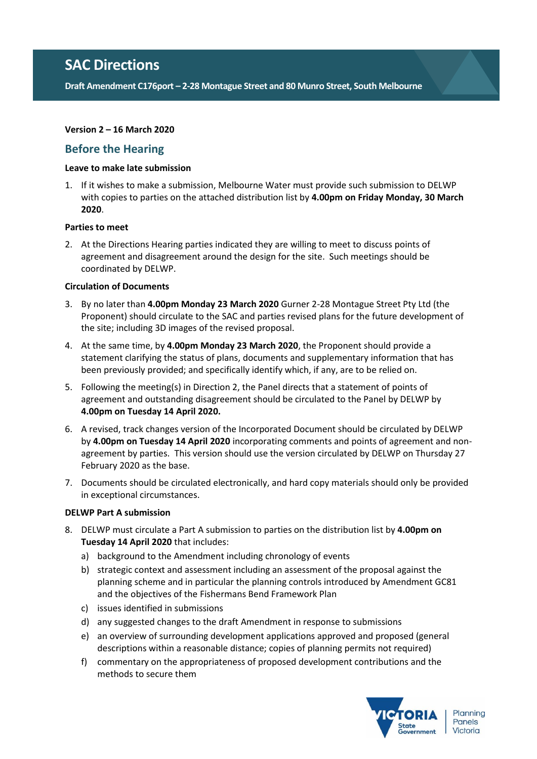# SAC Directions

**Draft Amendment C176port – 2-28 Montague Street and 80 Munro Street, South Melbourne**

**Version 2 – 16 March 2020**

## Before the Hearing

**Leave to make late submission**

1. If it wishes to make a submission, Melbourne Water must provide such submission to DELWP with copies to parties on the attached distribution list by **4.00pm on Friday Monday, 30 March 2020**.

**Parties to meet**

2. At the Directions Hearing parties indicated they are willing to meet to discuss points of agreement and disagreement around the design for the site. Such meetings should be coordinated by DELWP.

**Circulation of Documents**

3. By no later than **4.00pm Monday 23 March 2020** Gurner 2-28 Montague Street Pty Ltd (the Proponent) should circulate to the SAC and parties revised plans for the future development of the site; including 3D images of the revised proposal.
4. At the same time, by **4.00pm Monday 23 March 2020**, the Proponent should provide a statement clarifying the status of plans, documents and supplementary information that has been previously provided; and specifically identify which, if any, are to be relied on.
5. Following the meeting(s) in Direction 2, the Panel directs that a statement of points of agreement and outstanding disagreement should be circulated to the Panel by DELWP by **4.00pm on Tuesday 14 April 2020.**
6. A revised, track changes version of the Incorporated Document should be circulated by DELWP by **4.00pm on Tuesday 14 April 2020** incorporating comments and points of agreement and non-agreement by parties. This version should use the version circulated by DELWP on Thursday 27 February 2020 as the base.
7. Documents should be circulated electronically, and hard copy materials should only be provided in exceptional circumstances.

**DELWP Part A submission**

8. DELWP must circulate a Part A submission to parties on the distribution list by **4.00pm on Tuesday 14 April 2020** that includes:
   a) background to the Amendment including chronology of events
   b) strategic context and assessment including an assessment of the proposal against the planning scheme and in particular the planning controls introduced by Amendment GC81 and the objectives of the Fishermans Bend Framework Plan
   c) issues identified in submissions
   d) any suggested changes to the draft Amendment in response to submissions
   e) an overview of surrounding development applications approved and proposed (general descriptions within a reasonable distance; copies of planning permits not required)
   f) commentary on the appropriateness of proposed development contributions and the methods to secure them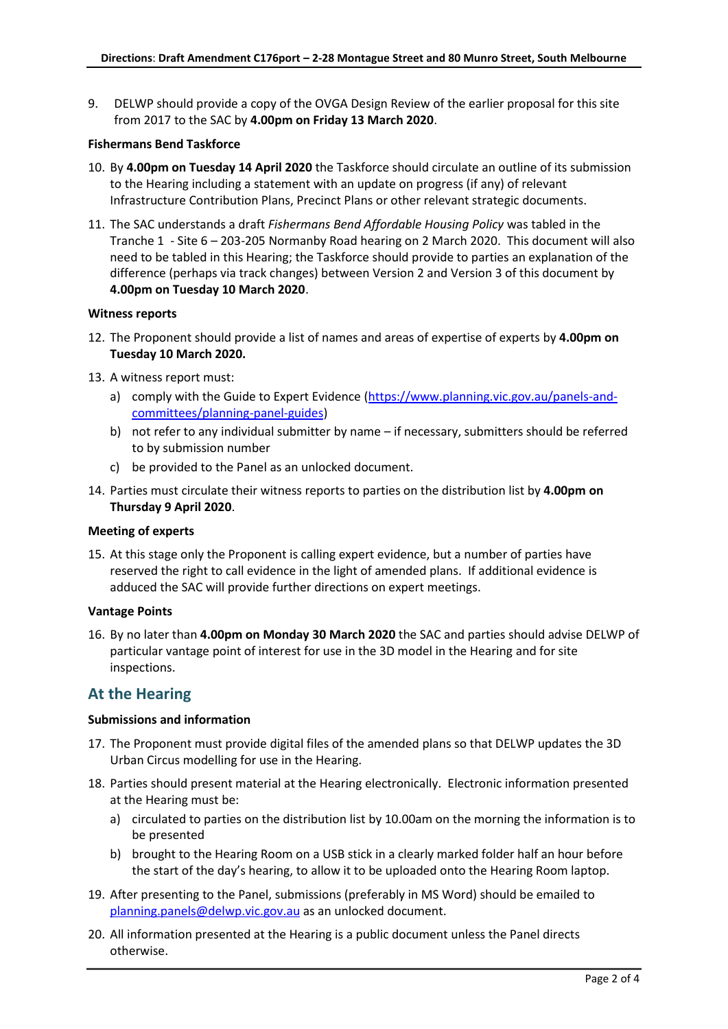9. DELWP should provide a copy of the OVGA Design Review of the earlier proposal for this site from 2017 to the SAC by **4.00pm on Friday 13 March 2020**.

**Fishermans Bend Taskforce**

10. By **4.00pm on Tuesday 14 April 2020** the Taskforce should circulate an outline of its submission to the Hearing including a statement with an update on progress (if any) of relevant Infrastructure Contribution Plans, Precinct Plans or other relevant strategic documents.

11. The SAC understands a draft *Fishermans Bend Affordable Housing Policy* was tabled in the Tranche 1 - Site 6 – 203-205 Normanby Road hearing on 2 March 2020. This document will also need to be tabled in this Hearing; the Taskforce should provide to parties an explanation of the difference (perhaps via track changes) between Version 2 and Version 3 of this document by **4.00pm on Tuesday 10 March 2020**.

**Witness reports**

12. The Proponent should provide a list of names and areas of expertise of experts by **4.00pm on Tuesday 10 March 2020.**

13. A witness report must:
    a) comply with the Guide to Expert Evidence (https://www.planning.vic.gov.au/panels-and-committees/planning-panel-guides)
    b) not refer to any individual submitter by name – if necessary, submitters should be referred to by submission number
    c) be provided to the Panel as an unlocked document.

14. Parties must circulate their witness reports to parties on the distribution list by **4.00pm on Thursday 9 April 2020**.

**Meeting of experts**

15. At this stage only the Proponent is calling expert evidence, but a number of parties have reserved the right to call evidence in the light of amended plans. If additional evidence is adduced the SAC will provide further directions on expert meetings.

**Vantage Points**

16. By no later than **4.00pm on Monday 30 March 2020** the SAC and parties should advise DELWP of particular vantage point of interest for use in the 3D model in the Hearing and for site inspections.

## At the Hearing

**Submissions and information**

17. The Proponent must provide digital files of the amended plans so that DELWP updates the 3D Urban Circus modelling for use in the Hearing.

18. Parties should present material at the Hearing electronically. Electronic information presented at the Hearing must be:
    a) circulated to parties on the distribution list by 10.00am on the morning the information is to be presented
    b) brought to the Hearing Room on a USB stick in a clearly marked folder half an hour before the start of the day's hearing, to allow it to be uploaded onto the Hearing Room laptop.

19. After presenting to the Panel, submissions (preferably in MS Word) should be emailed to planning.panels@delwp.vic.gov.au as an unlocked document.

20. All information presented at the Hearing is a public document unless the Panel directs otherwise.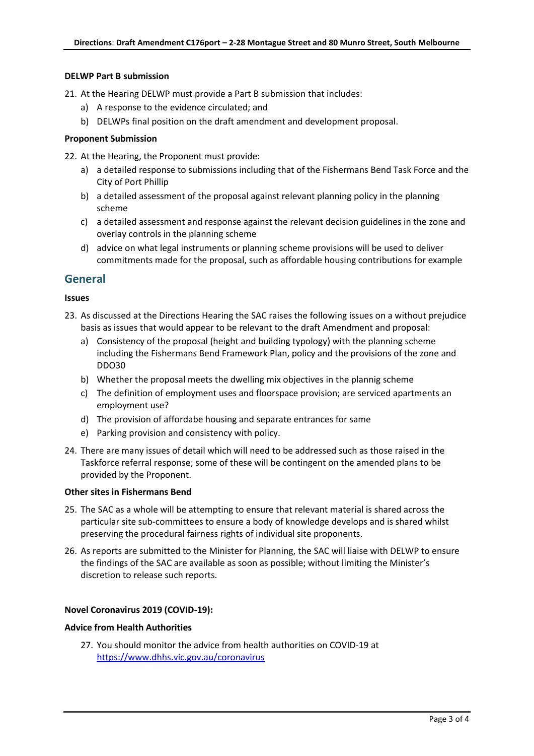**DELWP Part B submission**

21. At the Hearing DELWP must provide a Part B submission that includes:
    a) A response to the evidence circulated; and
    b) DELWPs final position on the draft amendment and development proposal.

**Proponent Submission**

22. At the Hearing, the Proponent must provide:
    a) a detailed response to submissions including that of the Fishermans Bend Task Force and the City of Port Phillip
    b) a detailed assessment of the proposal against relevant planning policy in the planning scheme
    c) a detailed assessment and response against the relevant decision guidelines in the zone and overlay controls in the planning scheme
    d) advice on what legal instruments or planning scheme provisions will be used to deliver commitments made for the proposal, such as affordable housing contributions for example

## General

**Issues**

23. As discussed at the Directions Hearing the SAC raises the following issues on a without prejudice basis as issues that would appear to be relevant to the draft Amendment and proposal:
    a) Consistency of the proposal (height and building typology) with the planning scheme including the Fishermans Bend Framework Plan, policy and the provisions of the zone and DDO30
    b) Whether the proposal meets the dwelling mix objectives in the plannig scheme
    c) The definition of employment uses and floorspace provision; are serviced apartments an employment use?
    d) The provision of affordabe housing and separate entrances for same
    e) Parking provision and consistency with policy.

24. There are many issues of detail which will need to be addressed such as those raised in the Taskforce referral response; some of these will be contingent on the amended plans to be provided by the Proponent.

**Other sites in Fishermans Bend**

25. The SAC as a whole will be attempting to ensure that relevant material is shared across the particular site sub-committees to ensure a body of knowledge develops and is shared whilst preserving the procedural fairness rights of individual site proponents.

26. As reports are submitted to the Minister for Planning, the SAC will liaise with DELWP to ensure the findings of the SAC are available as soon as possible; without limiting the Minister's discretion to release such reports.

**Novel Coronavirus 2019 (COVID-19):**

**Advice from Health Authorities**

27. You should monitor the advice from health authorities on COVID-19 at https://www.dhhs.vic.gov.au/coronavirus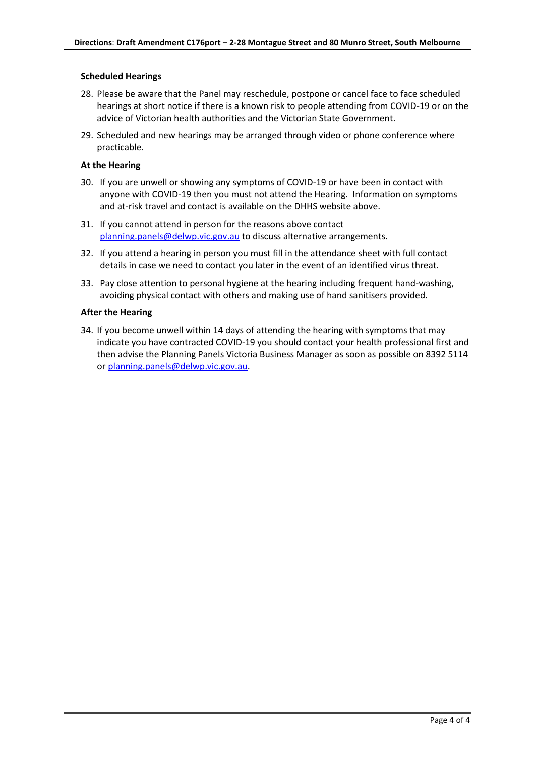### Scheduled Hearings

28. Please be aware that the Panel may reschedule, postpone or cancel face to face scheduled hearings at short notice if there is a known risk to people attending from COVID-19 or on the advice of Victorian health authorities and the Victorian State Government.
29. Scheduled and new hearings may be arranged through video or phone conference where practicable.

### At the Hearing

30. If you are unwell or showing any symptoms of COVID-19 or have been in contact with anyone with COVID-19 then you must not attend the Hearing. Information on symptoms and at-risk travel and contact is available on the DHHS website above.
31. If you cannot attend in person for the reasons above contact planning.panels@delwp.vic.gov.au to discuss alternative arrangements.
32. If you attend a hearing in person you must fill in the attendance sheet with full contact details in case we need to contact you later in the event of an identified virus threat.
33. Pay close attention to personal hygiene at the hearing including frequent hand-washing, avoiding physical contact with others and making use of hand sanitisers provided.

### After the Hearing

34. If you become unwell within 14 days of attending the hearing with symptoms that may indicate you have contracted COVID-19 you should contact your health professional first and then advise the Planning Panels Victoria Business Manager as soon as possible on 8392 5114 or planning.panels@delwp.vic.gov.au.